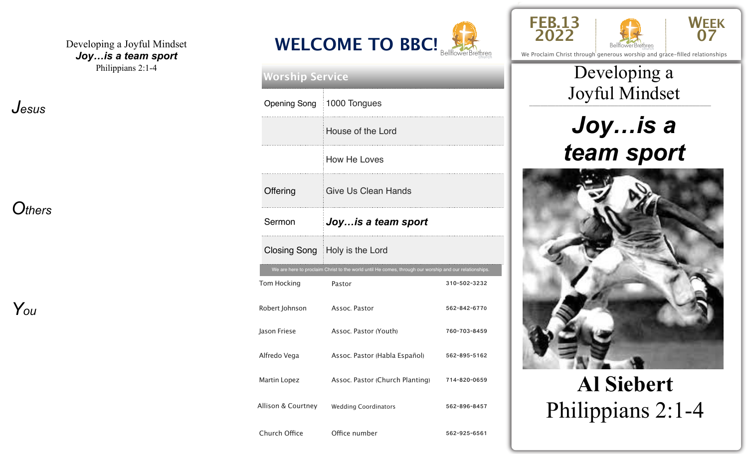Developing a Joyful Mindset
***Joy…is a team sport***
Philippians 2:1-4

*J*esus

*O*thers

*Y*ou

# WELCOME TO BBC!

BellflowerBrethren church

## Worship Service

| | |
|---|---|
| Opening Song | 1000 Tongues |
| | House of the Lord |
| | How He Loves |
| Offering | Give Us Clean Hands |
| Sermon | ***Joy…is a team sport*** |
| Closing Song | Holy is the Lord |

We are here to proclaim Christ to the world until He comes, through our worship and our relationships.

| | | |
|---|---|---|
| Tom Hocking | Pastor | 310-502-3232 |
| Robert Johnson | Assoc. Pastor | 562-842-6770 |
| Jason Friese | Assoc. Pastor (Youth) | 760-703-8459 |
| Alfredo Vega | Assoc. Pastor (Habla Español) | 562-895-5162 |
| Martin Lopez | Assoc. Pastor (Church Planting) | 714-820-0659 |
| Allison & Courtney | Wedding Coordinators | 562-896-8457 |
| Church Office | Office number | 562-925-6561 |

FEB.13 2022

BellflowerBrethren church

WEEK 07

We Proclaim Christ through generous worship and grace-filled relationships

# Developing a Joyful Mindset

# ***Joy…is a team sport***

## Al Siebert

## Philippians 2:1-4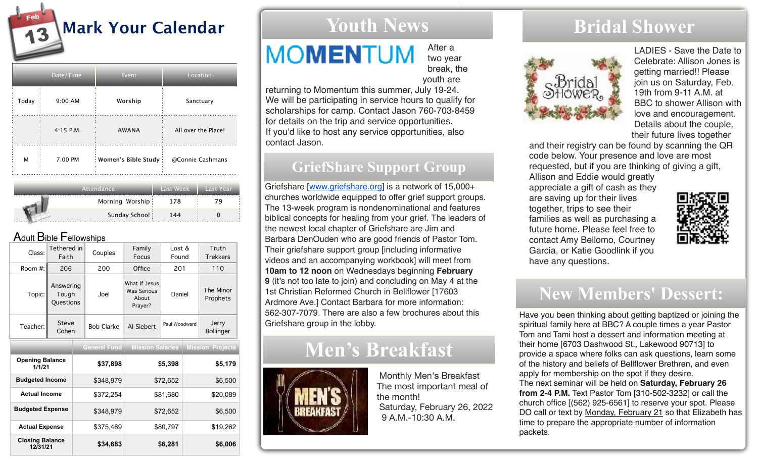# Mark Your Calendar

| Date/Time | | Event | Location |
|---|---|---|---|
| Today | 9:00 AM | Worship | Sanctuary |
| | 4:15 P.M. | AWANA | All over the Place! |
| M | 7:00 PM | Women's Bible Study | @Connie Cashmans |

| Attendance | Last Week | Last Year |
|---|---|---|
| Morning Worship | 178 | 79 |
| Sunday School | 144 | 0 |

## Adult Bible Fellowships

| Class: | Tethered in Faith | Couples | Family Focus | Lost & Found | Truth Trekkers |
|---|---|---|---|---|---|
| Room #: | 206 | 200 | Office | 201 | 110 |
| Topic: | Answering Tough Questions | Joel | What If Jesus Was Serious About Prayer? | Daniel | The Minor Prophets |
| Teacher: | Steve Cohen | Bob Clarke | Al Siebert | Paul Woodward | Jerry Bollinger |

| | General Fund | Mission Salaries | Mission Projects |
|---|---|---|---|
| **Opening Balance 1/1/21** | **$37,898** | **$5,398** | **$5,179** |
| **Budgeted Income** | $348,979 | $72,652 | $6,500 |
| **Actual Income** | $372,254 | $81,680 | $20,089 |
| **Budgeted Expense** | $348,979 | $72,652 | $6,500 |
| **Actual Expense** | $375,469 | $80,797 | $19,262 |
| **Closing Balance 12/31/21** | **$34,683** | **$6,281** | **$6,006** |

# Youth News

MOMENTUM

After a two year break, the youth are returning to Momentum this summer, July 19-24. We will be participating in service hours to qualify for scholarships for camp. Contact Jason 760-703-8459 for details on the trip and service opportunities. If you'd like to host any service opportunities, also contact Jason.

# GriefShare Support Group

Griefshare [www.griefshare.org] is a network of 15,000+ churches worldwide equipped to offer grief support groups. The 13-week program is nondenominational and features biblical concepts for healing from your grief. The leaders of the newest local chapter of Griefshare are Jim and Barbara DenOuden who are good friends of Pastor Tom. Their griefshare support group [including informative videos and an accompanying workbook] will meet from **10am to 12 noon** on Wednesdays beginning **February 9** (it's not too late to join) and concluding on May 4 at the 1st Christian Reformed Church in Bellflower [17603 Ardmore Ave.] Contact Barbara for more information: 562-307-7079. There are also a few brochures about this Griefshare group in the lobby.

# Men's Breakfast

Monthly Men's Breakfast
The most important meal of the month!
Saturday, February 26, 2022
9 A.M.-10:30 A.M.

# Bridal Shower

LADIES - Save the Date to Celebrate: Allison Jones is getting married!! Please join us on Saturday, Feb. 19th from 9-11 A.M. at BBC to shower Allison with love and encouragement. Details about the couple, their future lives together and their registry can be found by scanning the QR code below. Your presence and love are most requested, but if you are thinking of giving a gift, Allison and Eddie would greatly appreciate a gift of cash as they are saving up for their lives together, trips to see their families as well as purchasing a future home. Please feel free to contact Amy Bellomo, Courtney Garcia, or Katie Goodlink if you have any questions.

# New Members' Dessert:

Have you been thinking about getting baptized or joining the spiritual family here at BBC? A couple times a year Pastor Tom and Tami host a dessert and information meeting at their home [6703 Dashwood St., Lakewood 90713] to provide a space where folks can ask questions, learn some of the history and beliefs of Bellflower Brethren, and even apply for membership on the spot if they desire. The next seminar will be held on **Saturday, February 26 from 2-4 P.M.** Text Pastor Tom [310-502-3232] or call the church office [(562) 925-6561] to reserve your spot. Please DO call or text by Monday, February 21 so that Elizabeth has time to prepare the appropriate number of information packets.